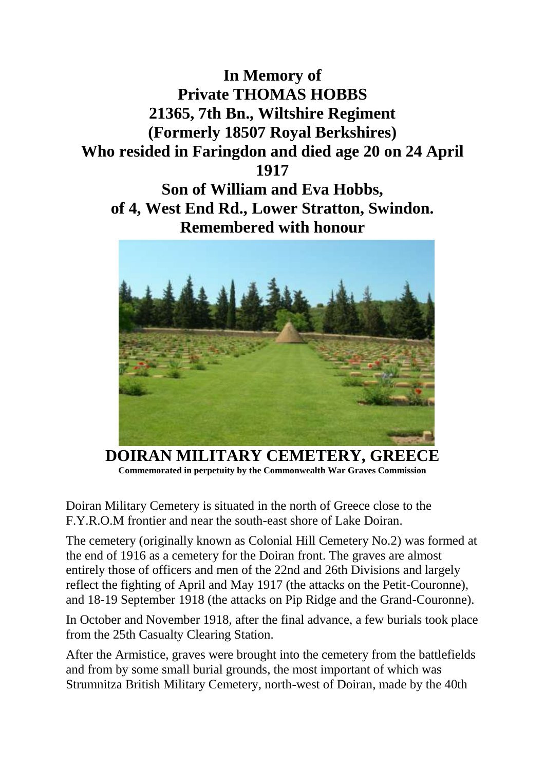**In Memory of**
**Private THOMAS HOBBS**
**21365, 7th Bn., Wiltshire Regiment**
**(Formerly 18507 Royal Berkshires)**
**Who resided in Faringdon and died age 20 on 24 April 1917**
**Son of William and Eva Hobbs,**
**of 4, West End Rd., Lower Stratton, Swindon.**
**Remembered with honour**

**DOIRAN MILITARY CEMETERY, GREECE**

**Commemorated in perpetuity by the Commonwealth War Graves Commission**

Doiran Military Cemetery is situated in the north of Greece close to the F.Y.R.O.M frontier and near the south-east shore of Lake Doiran.

The cemetery (originally known as Colonial Hill Cemetery No.2) was formed at the end of 1916 as a cemetery for the Doiran front. The graves are almost entirely those of officers and men of the 22nd and 26th Divisions and largely reflect the fighting of April and May 1917 (the attacks on the Petit-Couronne), and 18-19 September 1918 (the attacks on Pip Ridge and the Grand-Couronne).

In October and November 1918, after the final advance, a few burials took place from the 25th Casualty Clearing Station.

After the Armistice, graves were brought into the cemetery from the battlefields and from by some small burial grounds, the most important of which was Strumnitza British Military Cemetery, north-west of Doiran, made by the 40th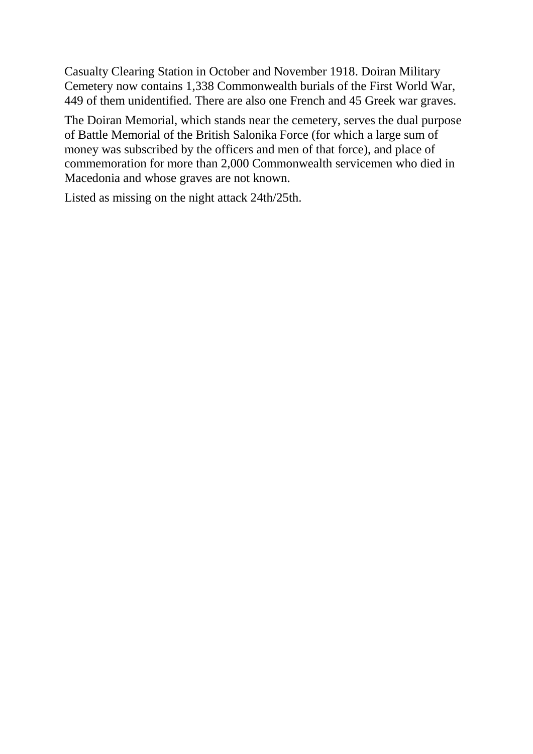Casualty Clearing Station in October and November 1918. Doiran Military Cemetery now contains 1,338 Commonwealth burials of the First World War, 449 of them unidentified. There are also one French and 45 Greek war graves.

The Doiran Memorial, which stands near the cemetery, serves the dual purpose of Battle Memorial of the British Salonika Force (for which a large sum of money was subscribed by the officers and men of that force), and place of commemoration for more than 2,000 Commonwealth servicemen who died in Macedonia and whose graves are not known.

Listed as missing on the night attack 24th/25th.